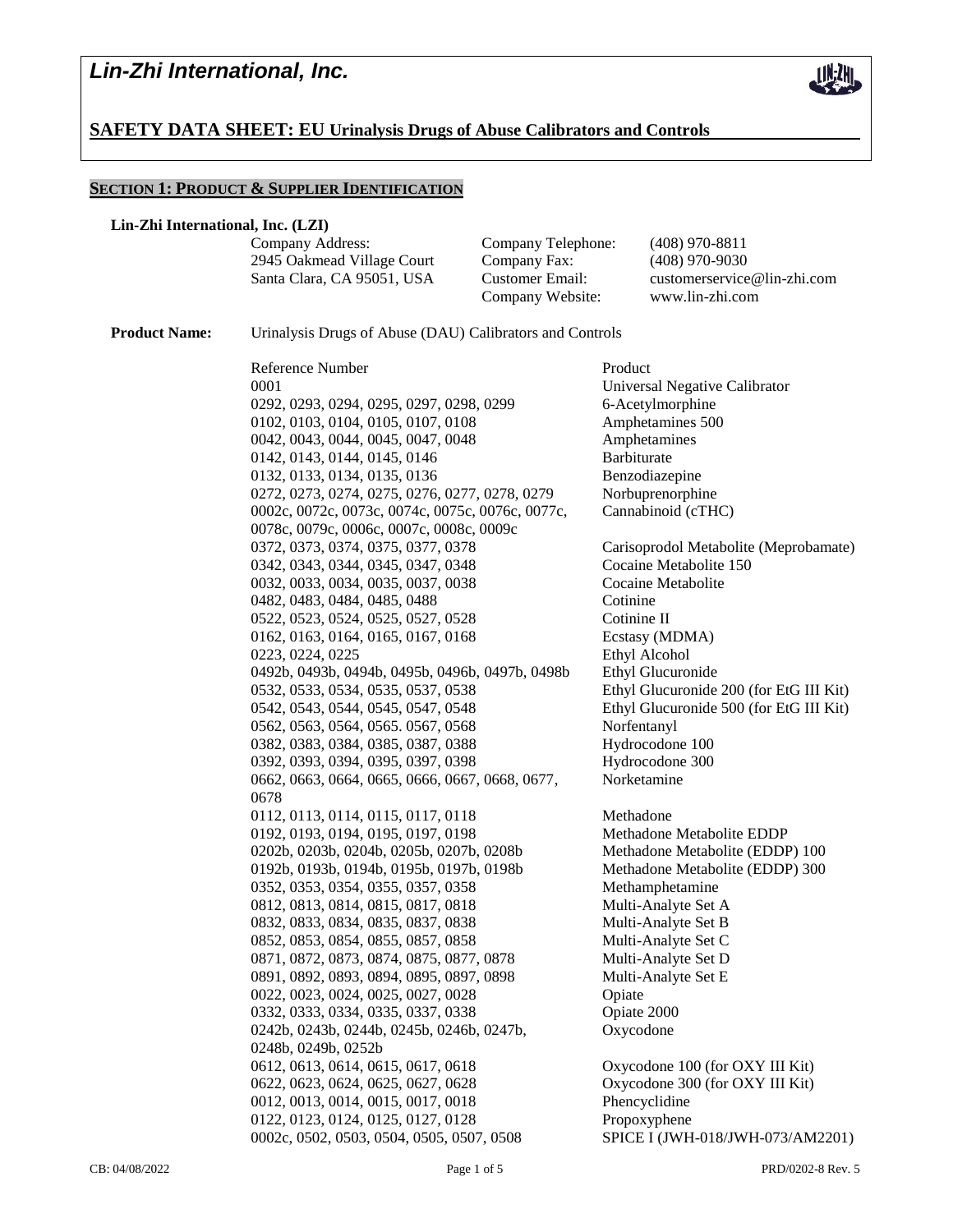# Lin-Zhi International, Inc.

## SAFETY DATA SHEET: EU Urinalysis Drugs of Abuse Calibrators and Controls

### SECTION 1: PRODUCT & SUPPLIER IDENTIFICATION

**Lin-Zhi International, Inc. (LZI)**

| | | | |
|---|---|---|---|
| Company Address: | 2945 Oakmead Village Court, Santa Clara, CA 95051, USA | Company Telephone: | (408) 970-8811 |
| | | Company Fax: | (408) 970-9030 |
| | | Customer Email: | customerservice@lin-zhi.com |
| | | Company Website: | www.lin-zhi.com |

**Product Name:** Urinalysis Drugs of Abuse (DAU) Calibrators and Controls

| Reference Number | Product |
|---|---|
| 0001 | Universal Negative Calibrator |
| 0292, 0293, 0294, 0295, 0297, 0298, 0299 | 6-Acetylmorphine |
| 0102, 0103, 0104, 0105, 0107, 0108 | Amphetamines 500 |
| 0042, 0043, 0044, 0045, 0047, 0048 | Amphetamines |
| 0142, 0143, 0144, 0145, 0146 | Barbiturate |
| 0132, 0133, 0134, 0135, 0136 | Benzodiazepine |
| 0272, 0273, 0274, 0275, 0276, 0277, 0278, 0279 | Norbuprenorphine |
| 0002c, 0072c, 0073c, 0074c, 0075c, 0076c, 0077c, 0078c, 0079c, 0006c, 0007c, 0008c, 0009c | Cannabinoid (cTHC) |
| 0372, 0373, 0374, 0375, 0377, 0378 | Carisoprodol Metabolite (Meprobamate) |
| 0342, 0343, 0344, 0345, 0347, 0348 | Cocaine Metabolite 150 |
| 0032, 0033, 0034, 0035, 0037, 0038 | Cocaine Metabolite |
| 0482, 0483, 0484, 0485, 0488 | Cotinine |
| 0522, 0523, 0524, 0525, 0527, 0528 | Cotinine II |
| 0162, 0163, 0164, 0165, 0167, 0168 | Ecstasy (MDMA) |
| 0223, 0224, 0225 | Ethyl Alcohol |
| 0492b, 0493b, 0494b, 0495b, 0496b, 0497b, 0498b | Ethyl Glucuronide |
| 0532, 0533, 0534, 0535, 0537, 0538 | Ethyl Glucuronide 200 (for EtG III Kit) |
| 0542, 0543, 0544, 0545, 0547, 0548 | Ethyl Glucuronide 500 (for EtG III Kit) |
| 0562, 0563, 0564, 0565. 0567, 0568 | Norfentanyl |
| 0382, 0383, 0384, 0385, 0387, 0388 | Hydrocodone 100 |
| 0392, 0393, 0394, 0395, 0397, 0398 | Hydrocodone 300 |
| 0662, 0663, 0664, 0665, 0666, 0667, 0668, 0677, 0678 | Norketamine |
| 0112, 0113, 0114, 0115, 0117, 0118 | Methadone |
| 0192, 0193, 0194, 0195, 0197, 0198 | Methadone Metabolite EDDP |
| 0202b, 0203b, 0204b, 0205b, 0207b, 0208b | Methadone Metabolite (EDDP) 100 |
| 0192b, 0193b, 0194b, 0195b, 0197b, 0198b | Methadone Metabolite (EDDP) 300 |
| 0352, 0353, 0354, 0355, 0357, 0358 | Methamphetamine |
| 0812, 0813, 0814, 0815, 0817, 0818 | Multi-Analyte Set A |
| 0832, 0833, 0834, 0835, 0837, 0838 | Multi-Analyte Set B |
| 0852, 0853, 0854, 0855, 0857, 0858 | Multi-Analyte Set C |
| 0871, 0872, 0873, 0874, 0875, 0877, 0878 | Multi-Analyte Set D |
| 0891, 0892, 0893, 0894, 0895, 0897, 0898 | Multi-Analyte Set E |
| 0022, 0023, 0024, 0025, 0027, 0028 | Opiate |
| 0332, 0333, 0334, 0335, 0337, 0338 | Opiate 2000 |
| 0242b, 0243b, 0244b, 0245b, 0246b, 0247b, 0248b, 0249b, 0252b | Oxycodone |
| 0612, 0613, 0614, 0615, 0617, 0618 | Oxycodone 100 (for OXY III Kit) |
| 0622, 0623, 0624, 0625, 0627, 0628 | Oxycodone 300 (for OXY III Kit) |
| 0012, 0013, 0014, 0015, 0017, 0018 | Phencyclidine |
| 0122, 0123, 0124, 0125, 0127, 0128 | Propoxyphene |
| 0002c, 0502, 0503, 0504, 0505, 0507, 0508 | SPICE I (JWH-018/JWH-073/AM2201) |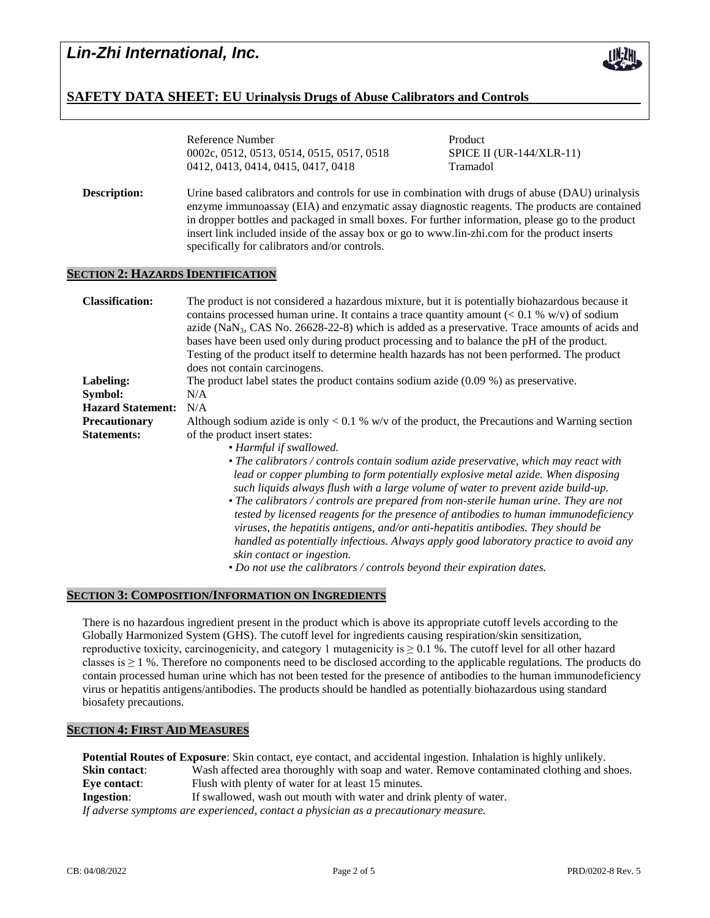# Lin-Zhi International, Inc.

## SAFETY DATA SHEET: EU Urinalysis Drugs of Abuse Calibrators and Controls

| Reference Number | Product |
| --- | --- |
| 0002c, 0512, 0513, 0514, 0515, 0517, 0518 | SPICE II (UR-144/XLR-11) |
| 0412, 0413, 0414, 0415, 0417, 0418 | Tramadol |

**Description:** Urine based calibrators and controls for use in combination with drugs of abuse (DAU) urinalysis enzyme immunoassay (EIA) and enzymatic assay diagnostic reagents. The products are contained in dropper bottles and packaged in small boxes. For further information, please go to the product insert link included inside of the assay box or go to www.lin-zhi.com for the product inserts specifically for calibrators and/or controls.

## SECTION 2: HAZARDS IDENTIFICATION

**Classification:** The product is not considered a hazardous mixture, but it is potentially biohazardous because it contains processed human urine. It contains a trace quantity amount (< 0.1 % w/v) of sodium azide ($NaN_3$, CAS No. 26628-22-8) which is added as a preservative. Trace amounts of acids and bases have been used only during product processing and to balance the pH of the product. Testing of the product itself to determine health hazards has not been performed. The product does not contain carcinogens.

**Labeling:** The product label states the product contains sodium azide (0.09 %) as preservative.

**Symbol:** N/A

**Hazard Statement:** N/A

**Precautionary Statements:** Although sodium azide is only < 0.1 % w/v of the product, the Precautions and Warning section of the product insert states:

- *Harmful if swallowed.*
- *The calibrators / controls contain sodium azide preservative, which may react with lead or copper plumbing to form potentially explosive metal azide. When disposing such liquids always flush with a large volume of water to prevent azide build-up.*
- *The calibrators / controls are prepared from non-sterile human urine. They are not tested by licensed reagents for the presence of antibodies to human immunodeficiency viruses, the hepatitis antigens, and/or anti-hepatitis antibodies. They should be handled as potentially infectious. Always apply good laboratory practice to avoid any skin contact or ingestion.*
- *Do not use the calibrators / controls beyond their expiration dates.*

## SECTION 3: COMPOSITION/INFORMATION ON INGREDIENTS

There is no hazardous ingredient present in the product which is above its appropriate cutoff levels according to the Globally Harmonized System (GHS). The cutoff level for ingredients causing respiration/skin sensitization, reproductive toxicity, carcinogenicity, and category 1 mutagenicity is ≥ 0.1 %. The cutoff level for all other hazard classes is ≥ 1 %. Therefore no components need to be disclosed according to the applicable regulations. The products do contain processed human urine which has not been tested for the presence of antibodies to the human immunodeficiency virus or hepatitis antigens/antibodies. The products should be handled as potentially biohazardous using standard biosafety precautions.

## SECTION 4: FIRST AID MEASURES

**Potential Routes of Exposure**: Skin contact, eye contact, and accidental ingestion. Inhalation is highly unlikely.

**Skin contact**: Wash affected area thoroughly with soap and water. Remove contaminated clothing and shoes.

**Eye contact**: Flush with plenty of water for at least 15 minutes.

**Ingestion**: If swallowed, wash out mouth with water and drink plenty of water.

*If adverse symptoms are experienced, contact a physician as a precautionary measure.*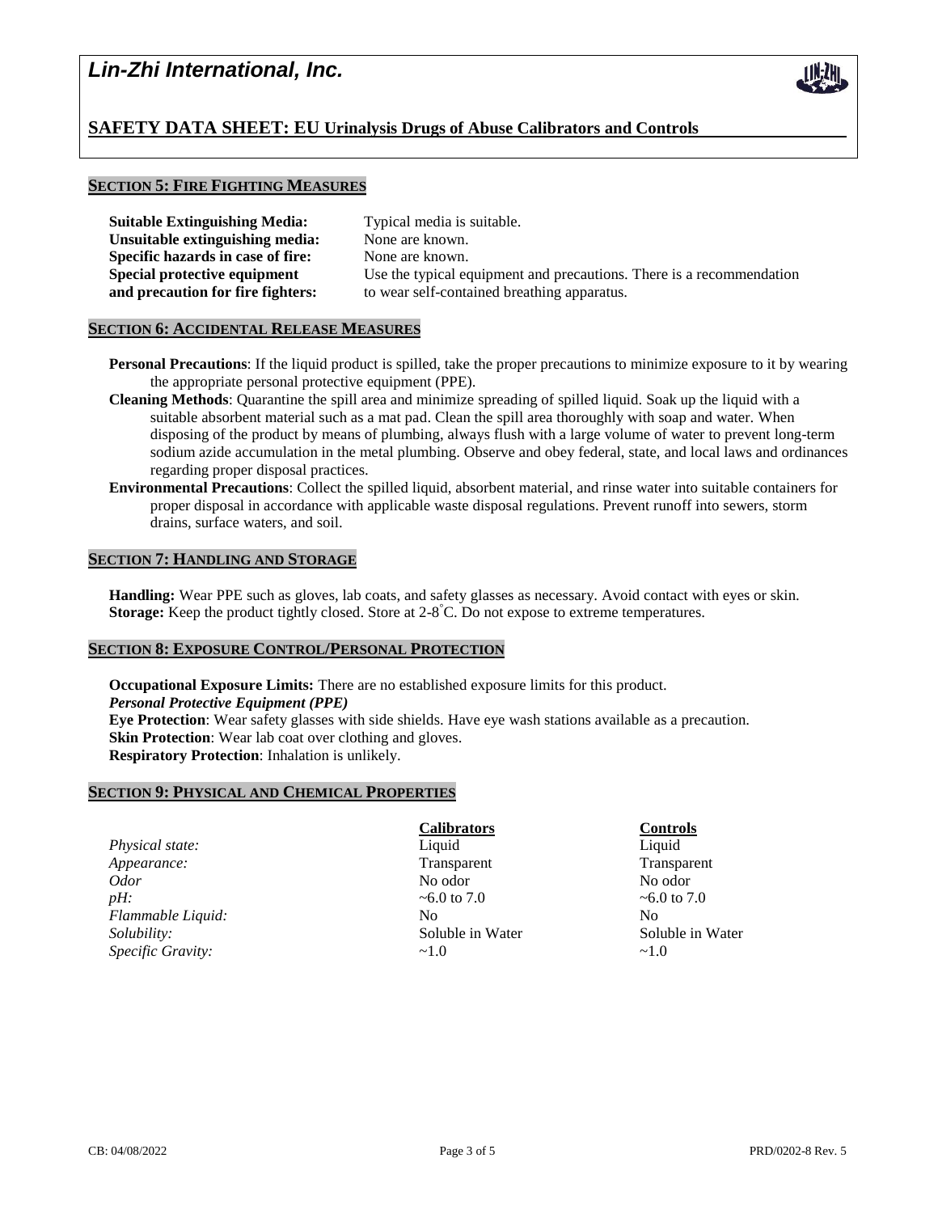## SECTION 5: FIRE FIGHTING MEASURES

**Suitable Extinguishing Media:** Typical media is suitable.
**Unsuitable extinguishing media:** None are known.
**Specific hazards in case of fire:** None are known.
**Special protective equipment and precaution for fire fighters:** Use the typical equipment and precautions. There is a recommendation to wear self-contained breathing apparatus.

## SECTION 6: ACCIDENTAL RELEASE MEASURES

**Personal Precautions**: If the liquid product is spilled, take the proper precautions to minimize exposure to it by wearing the appropriate personal protective equipment (PPE).

**Cleaning Methods**: Quarantine the spill area and minimize spreading of spilled liquid. Soak up the liquid with a suitable absorbent material such as a mat pad. Clean the spill area thoroughly with soap and water. When disposing of the product by means of plumbing, always flush with a large volume of water to prevent long-term sodium azide accumulation in the metal plumbing. Observe and obey federal, state, and local laws and ordinances regarding proper disposal practices.

**Environmental Precautions**: Collect the spilled liquid, absorbent material, and rinse water into suitable containers for proper disposal in accordance with applicable waste disposal regulations. Prevent runoff into sewers, storm drains, surface waters, and soil.

## SECTION 7: HANDLING AND STORAGE

**Handling:** Wear PPE such as gloves, lab coats, and safety glasses as necessary. Avoid contact with eyes or skin.
**Storage:** Keep the product tightly closed. Store at 2-8°C. Do not expose to extreme temperatures.

## SECTION 8: EXPOSURE CONTROL/PERSONAL PROTECTION

**Occupational Exposure Limits:** There are no established exposure limits for this product.
***Personal Protective Equipment (PPE)***
**Eye Protection**: Wear safety glasses with side shields. Have eye wash stations available as a precaution.
**Skin Protection**: Wear lab coat over clothing and gloves.
**Respiratory Protection**: Inhalation is unlikely.

## SECTION 9: PHYSICAL AND CHEMICAL PROPERTIES

| | **Calibrators** | **Controls** |
|---|---|---|
| *Physical state:* | Liquid | Liquid |
| *Appearance:* | Transparent | Transparent |
| *Odor* | No odor | No odor |
| *pH:* | ~6.0 to 7.0 | ~6.0 to 7.0 |
| *Flammable Liquid:* | No | No |
| *Solubility:* | Soluble in Water | Soluble in Water |
| *Specific Gravity:* | ~1.0 | ~1.0 |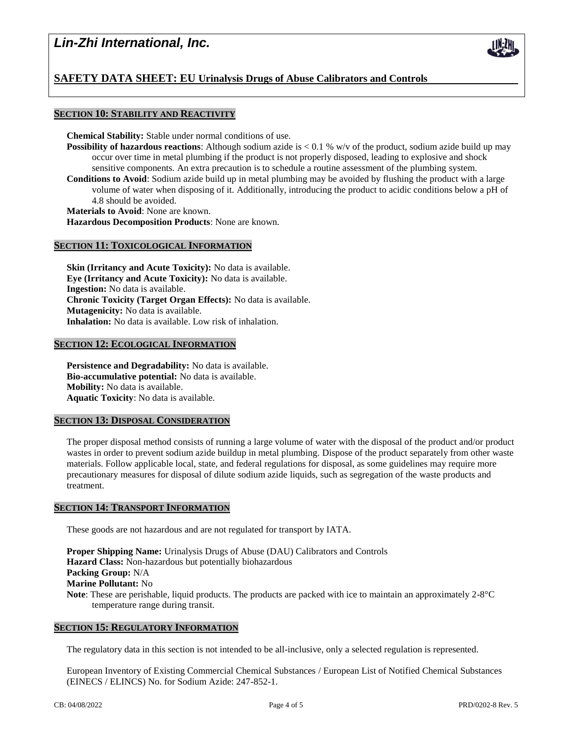## SECTION 10: STABILITY AND REACTIVITY

**Chemical Stability:** Stable under normal conditions of use.

**Possibility of hazardous reactions**: Although sodium azide is < 0.1 % w/v of the product, sodium azide build up may occur over time in metal plumbing if the product is not properly disposed, leading to explosive and shock sensitive components. An extra precaution is to schedule a routine assessment of the plumbing system.

**Conditions to Avoid**: Sodium azide build up in metal plumbing may be avoided by flushing the product with a large volume of water when disposing of it. Additionally, introducing the product to acidic conditions below a pH of 4.8 should be avoided.

**Materials to Avoid**: None are known.

**Hazardous Decomposition Products**: None are known.

## SECTION 11: TOXICOLOGICAL INFORMATION

**Skin (Irritancy and Acute Toxicity):** No data is available.

**Eye (Irritancy and Acute Toxicity):** No data is available.

**Ingestion:** No data is available.

**Chronic Toxicity (Target Organ Effects):** No data is available.

**Mutagenicity:** No data is available.

**Inhalation:** No data is available. Low risk of inhalation.

## SECTION 12: ECOLOGICAL INFORMATION

**Persistence and Degradability:** No data is available.

**Bio-accumulative potential:** No data is available.

**Mobility:** No data is available.

**Aquatic Toxicity**: No data is available.

## SECTION 13: DISPOSAL CONSIDERATION

The proper disposal method consists of running a large volume of water with the disposal of the product and/or product wastes in order to prevent sodium azide buildup in metal plumbing. Dispose of the product separately from other waste materials. Follow applicable local, state, and federal regulations for disposal, as some guidelines may require more precautionary measures for disposal of dilute sodium azide liquids, such as segregation of the waste products and treatment.

## SECTION 14: TRANSPORT INFORMATION

These goods are not hazardous and are not regulated for transport by IATA.

**Proper Shipping Name:** Urinalysis Drugs of Abuse (DAU) Calibrators and Controls

**Hazard Class:** Non-hazardous but potentially biohazardous

**Packing Group:** N/A

**Marine Pollutant:** No

**Note**: These are perishable, liquid products. The products are packed with ice to maintain an approximately 2-8°C temperature range during transit.

## SECTION 15: REGULATORY INFORMATION

The regulatory data in this section is not intended to be all-inclusive, only a selected regulation is represented.

European Inventory of Existing Commercial Chemical Substances / European List of Notified Chemical Substances (EINECS / ELINCS) No. for Sodium Azide: 247-852-1.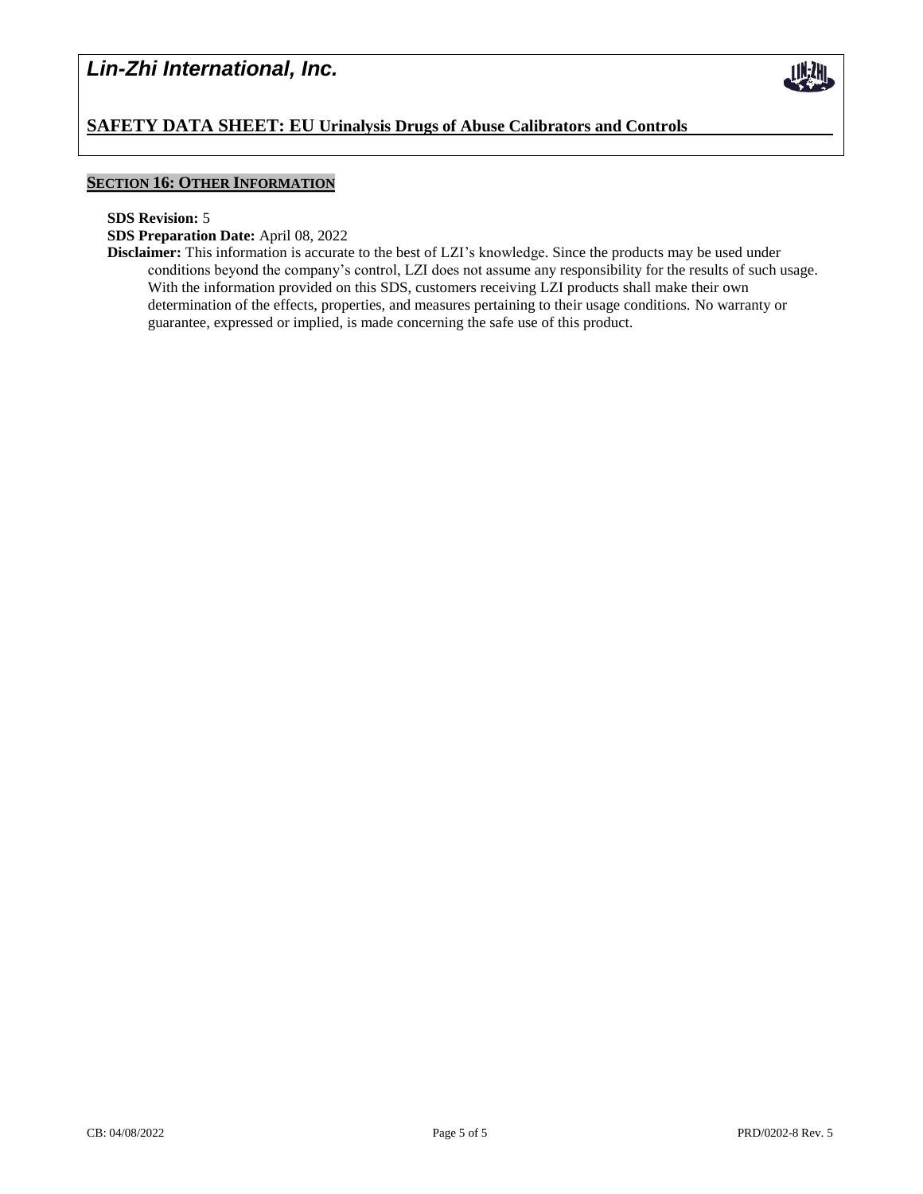## SECTION 16: OTHER INFORMATION

**SDS Revision:** 5

**SDS Preparation Date:** April 08, 2022

**Disclaimer:** This information is accurate to the best of LZI's knowledge. Since the products may be used under conditions beyond the company's control, LZI does not assume any responsibility for the results of such usage. With the information provided on this SDS, customers receiving LZI products shall make their own determination of the effects, properties, and measures pertaining to their usage conditions. No warranty or guarantee, expressed or implied, is made concerning the safe use of this product.